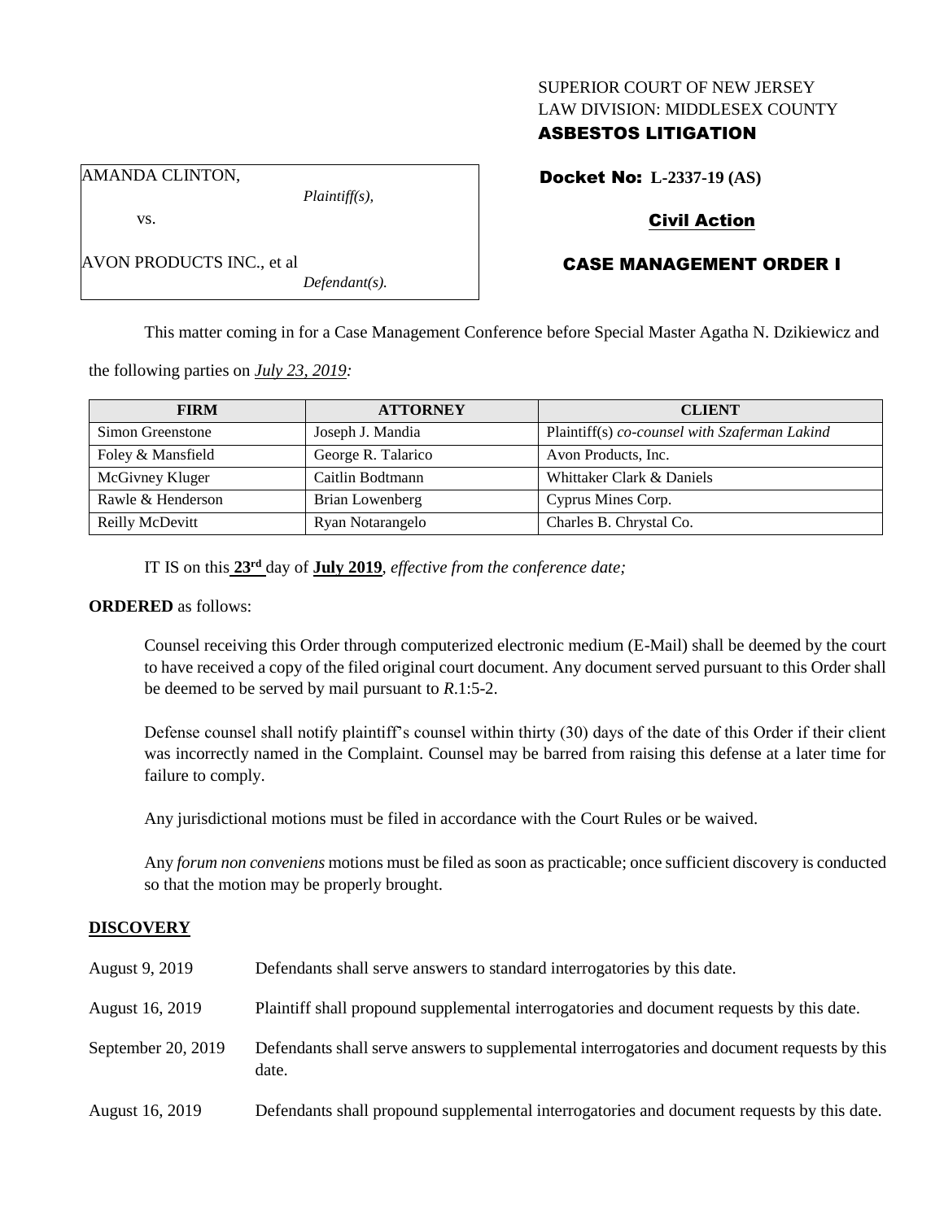SUPERIOR COURT OF NEW JERSEY
LAW DIVISION: MIDDLESEX COUNTY
**ASBESTOS LITIGATION**

AMANDA CLINTON,
*Plaintiff(s),*
vs.
AVON PRODUCTS INC., et al
*Defendant(s).*

**Docket No: L-2337-19 (AS)**

**Civil Action**

**CASE MANAGEMENT ORDER I**

This matter coming in for a Case Management Conference before Special Master Agatha N. Dzikiewicz and the following parties on *July 23, 2019:*

| FIRM | ATTORNEY | CLIENT |
|---|---|---|
| Simon Greenstone | Joseph J. Mandia | Plaintiff(s) *co-counsel with Szaferman Lakind* |
| Foley & Mansfield | George R. Talarico | Avon Products, Inc. |
| McGivney Kluger | Caitlin Bodtmann | Whittaker Clark & Daniels |
| Rawle & Henderson | Brian Lowenberg | Cyprus Mines Corp. |
| Reilly McDevitt | Ryan Notarangelo | Charles B. Chrystal Co. |

IT IS on this **23rd** day of **July 2019**, *effective from the conference date;*

**ORDERED** as follows:

Counsel receiving this Order through computerized electronic medium (E-Mail) shall be deemed by the court to have received a copy of the filed original court document. Any document served pursuant to this Order shall be deemed to be served by mail pursuant to *R*.1:5-2.

Defense counsel shall notify plaintiff's counsel within thirty (30) days of the date of this Order if their client was incorrectly named in the Complaint. Counsel may be barred from raising this defense at a later time for failure to comply.

Any jurisdictional motions must be filed in accordance with the Court Rules or be waived.

Any *forum non conveniens* motions must be filed as soon as practicable; once sufficient discovery is conducted so that the motion may be properly brought.

## DISCOVERY

| | |
|---|---|
| August 9, 2019 | Defendants shall serve answers to standard interrogatories by this date. |
| August 16, 2019 | Plaintiff shall propound supplemental interrogatories and document requests by this date. |
| September 20, 2019 | Defendants shall serve answers to supplemental interrogatories and document requests by this date. |
| August 16, 2019 | Defendants shall propound supplemental interrogatories and document requests by this date. |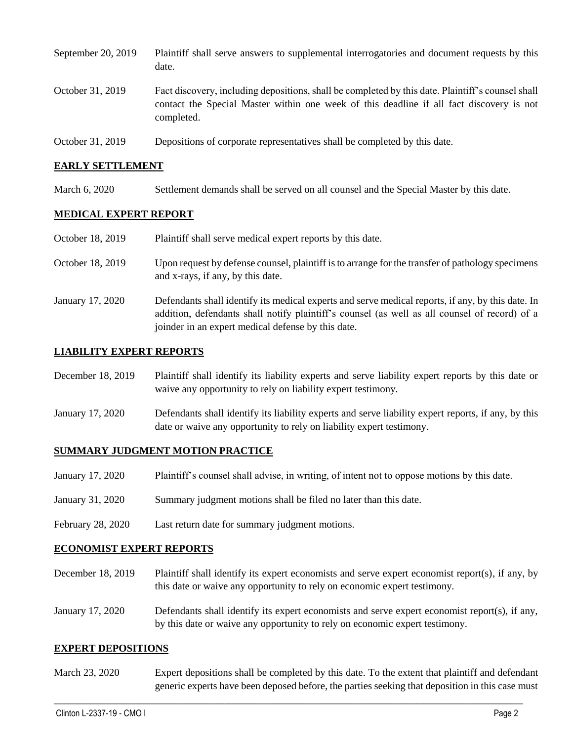| | |
|---|---|
| September 20, 2019 | Plaintiff shall serve answers to supplemental interrogatories and document requests by this date. |
| October 31, 2019 | Fact discovery, including depositions, shall be completed by this date. Plaintiff's counsel shall contact the Special Master within one week of this deadline if all fact discovery is not completed. |
| October 31, 2019 | Depositions of corporate representatives shall be completed by this date. |

## EARLY SETTLEMENT

| | |
|---|---|
| March 6, 2020 | Settlement demands shall be served on all counsel and the Special Master by this date. |

## MEDICAL EXPERT REPORT

| | |
|---|---|
| October 18, 2019 | Plaintiff shall serve medical expert reports by this date. |
| October 18, 2019 | Upon request by defense counsel, plaintiff is to arrange for the transfer of pathology specimens and x-rays, if any, by this date. |
| January 17, 2020 | Defendants shall identify its medical experts and serve medical reports, if any, by this date. In addition, defendants shall notify plaintiff's counsel (as well as all counsel of record) of a joinder in an expert medical defense by this date. |

## LIABILITY EXPERT REPORTS

| | |
|---|---|
| December 18, 2019 | Plaintiff shall identify its liability experts and serve liability expert reports by this date or waive any opportunity to rely on liability expert testimony. |
| January 17, 2020 | Defendants shall identify its liability experts and serve liability expert reports, if any, by this date or waive any opportunity to rely on liability expert testimony. |

## SUMMARY JUDGMENT MOTION PRACTICE

| | |
|---|---|
| January 17, 2020 | Plaintiff's counsel shall advise, in writing, of intent not to oppose motions by this date. |
| January 31, 2020 | Summary judgment motions shall be filed no later than this date. |
| February 28, 2020 | Last return date for summary judgment motions. |

## ECONOMIST EXPERT REPORTS

| | |
|---|---|
| December 18, 2019 | Plaintiff shall identify its expert economists and serve expert economist report(s), if any, by this date or waive any opportunity to rely on economic expert testimony. |
| January 17, 2020 | Defendants shall identify its expert economists and serve expert economist report(s), if any, by this date or waive any opportunity to rely on economic expert testimony. |

## EXPERT DEPOSITIONS

| | |
|---|---|
| March 23, 2020 | Expert depositions shall be completed by this date. To the extent that plaintiff and defendant generic experts have been deposed before, the parties seeking that deposition in this case must |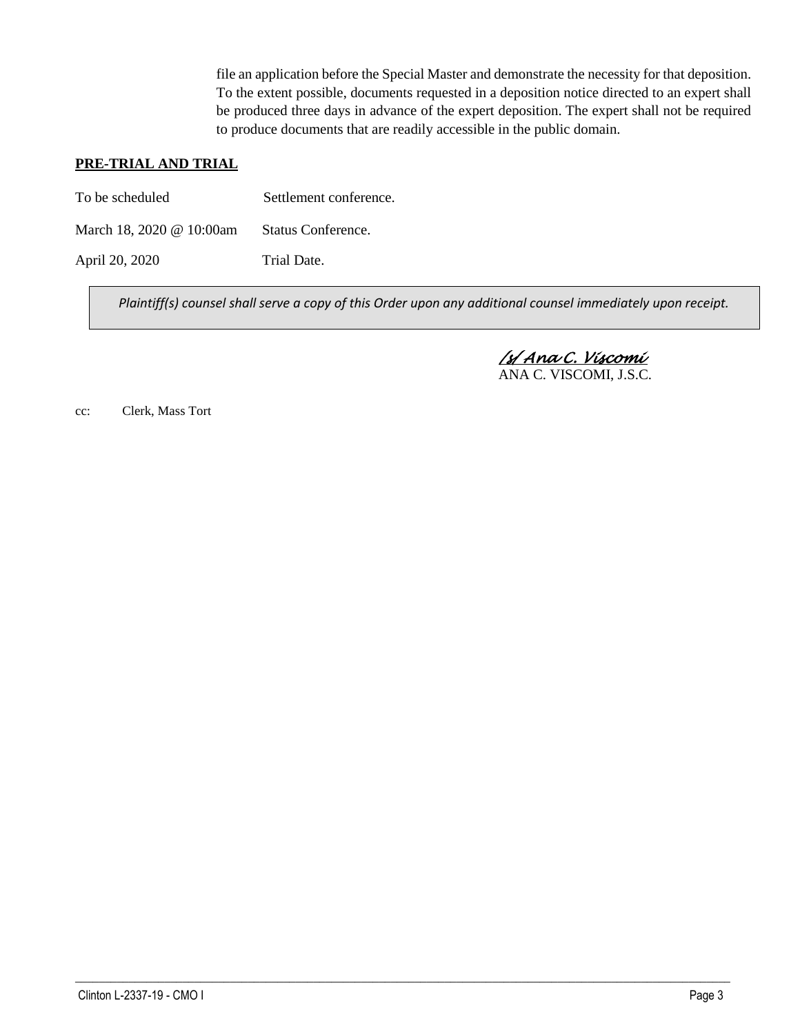file an application before the Special Master and demonstrate the necessity for that deposition. To the extent possible, documents requested in a deposition notice directed to an expert shall be produced three days in advance of the expert deposition. The expert shall not be required to produce documents that are readily accessible in the public domain.

**PRE-TRIAL AND TRIAL**

| | |
|---|---|
| To be scheduled | Settlement conference. |
| March 18, 2020 @ 10:00am | Status Conference. |
| April 20, 2020 | Trial Date. |

*Plaintiff(s) counsel shall serve a copy of this Order upon any additional counsel immediately upon receipt.*

/s/ Ana C. Viscomi
ANA C. VISCOMI, J.S.C.

cc: Clerk, Mass Tort